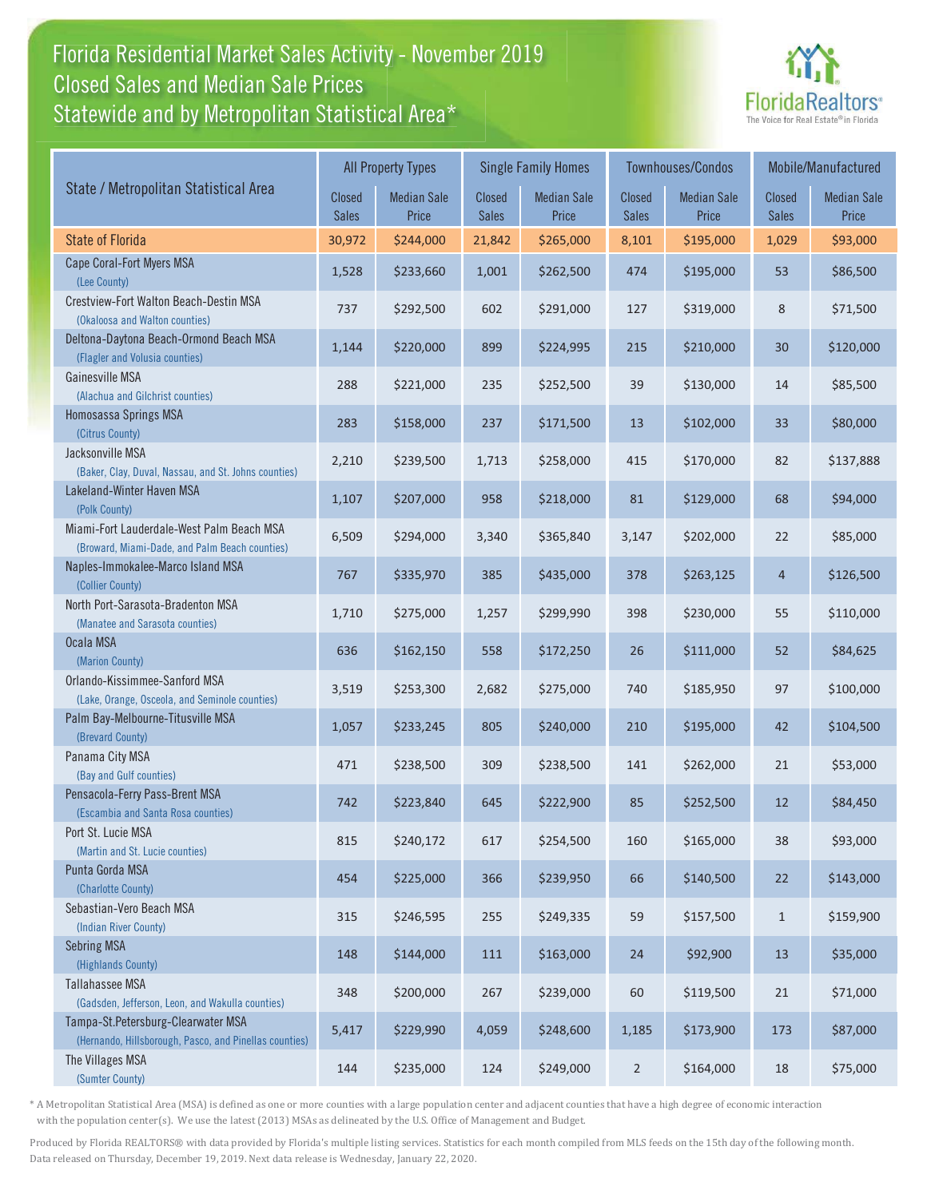# Florida Residential Market Sales Activity - November 2019
## Closed Sales and Median Sale Prices
## Statewide and by Metropolitan Statistical Area*

FloridaRealtors®
The Voice for Real Estate® in Florida

| State / Metropolitan Statistical Area | All Property Types | | Single Family Homes | | Townhouses/Condos | | Mobile/Manufactured | |
|---|---|---|---|---|---|---|---|---|
| | Closed Sales | Median Sale Price | Closed Sales | Median Sale Price | Closed Sales | Median Sale Price | Closed Sales | Median Sale Price |
| State of Florida | 30,972 | $244,000 | 21,842 | $265,000 | 8,101 | $195,000 | 1,029 | $93,000 |
| Cape Coral-Fort Myers MSA (Lee County) | 1,528 | $233,660 | 1,001 | $262,500 | 474 | $195,000 | 53 | $86,500 |
| Crestview-Fort Walton Beach-Destin MSA (Okaloosa and Walton counties) | 737 | $292,500 | 602 | $291,000 | 127 | $319,000 | 8 | $71,500 |
| Deltona-Daytona Beach-Ormond Beach MSA (Flagler and Volusia counties) | 1,144 | $220,000 | 899 | $224,995 | 215 | $210,000 | 30 | $120,000 |
| Gainesville MSA (Alachua and Gilchrist counties) | 288 | $221,000 | 235 | $252,500 | 39 | $130,000 | 14 | $85,500 |
| Homosassa Springs MSA (Citrus County) | 283 | $158,000 | 237 | $171,500 | 13 | $102,000 | 33 | $80,000 |
| Jacksonville MSA (Baker, Clay, Duval, Nassau, and St. Johns counties) | 2,210 | $239,500 | 1,713 | $258,000 | 415 | $170,000 | 82 | $137,888 |
| Lakeland-Winter Haven MSA (Polk County) | 1,107 | $207,000 | 958 | $218,000 | 81 | $129,000 | 68 | $94,000 |
| Miami-Fort Lauderdale-West Palm Beach MSA (Broward, Miami-Dade, and Palm Beach counties) | 6,509 | $294,000 | 3,340 | $365,840 | 3,147 | $202,000 | 22 | $85,000 |
| Naples-Immokalee-Marco Island MSA (Collier County) | 767 | $335,970 | 385 | $435,000 | 378 | $263,125 | 4 | $126,500 |
| North Port-Sarasota-Bradenton MSA (Manatee and Sarasota counties) | 1,710 | $275,000 | 1,257 | $299,990 | 398 | $230,000 | 55 | $110,000 |
| Ocala MSA (Marion County) | 636 | $162,150 | 558 | $172,250 | 26 | $111,000 | 52 | $84,625 |
| Orlando-Kissimmee-Sanford MSA (Lake, Orange, Osceola, and Seminole counties) | 3,519 | $253,300 | 2,682 | $275,000 | 740 | $185,950 | 97 | $100,000 |
| Palm Bay-Melbourne-Titusville MSA (Brevard County) | 1,057 | $233,245 | 805 | $240,000 | 210 | $195,000 | 42 | $104,500 |
| Panama City MSA (Bay and Gulf counties) | 471 | $238,500 | 309 | $238,500 | 141 | $262,000 | 21 | $53,000 |
| Pensacola-Ferry Pass-Brent MSA (Escambia and Santa Rosa counties) | 742 | $223,840 | 645 | $222,900 | 85 | $252,500 | 12 | $84,450 |
| Port St. Lucie MSA (Martin and St. Lucie counties) | 815 | $240,172 | 617 | $254,500 | 160 | $165,000 | 38 | $93,000 |
| Punta Gorda MSA (Charlotte County) | 454 | $225,000 | 366 | $239,950 | 66 | $140,500 | 22 | $143,000 |
| Sebastian-Vero Beach MSA (Indian River County) | 315 | $246,595 | 255 | $249,335 | 59 | $157,500 | 1 | $159,900 |
| Sebring MSA (Highlands County) | 148 | $144,000 | 111 | $163,000 | 24 | $92,900 | 13 | $35,000 |
| Tallahassee MSA (Gadsden, Jefferson, Leon, and Wakulla counties) | 348 | $200,000 | 267 | $239,000 | 60 | $119,500 | 21 | $71,000 |
| Tampa-St.Petersburg-Clearwater MSA (Hernando, Hillsborough, Pasco, and Pinellas counties) | 5,417 | $229,990 | 4,059 | $248,600 | 1,185 | $173,900 | 173 | $87,000 |
| The Villages MSA (Sumter County) | 144 | $235,000 | 124 | $249,000 | 2 | $164,000 | 18 | $75,000 |

* A Metropolitan Statistical Area (MSA) is defined as one or more counties with a large population center and adjacent counties that have a high degree of economic interaction with the population center(s). We use the latest (2013) MSAs as delineated by the U.S. Office of Management and Budget.

Produced by Florida REALTORS® with data provided by Florida's multiple listing services. Statistics for each month compiled from MLS feeds on the 15th day of the following month. Data released on Thursday, December 19, 2019. Next data release is Wednesday, January 22, 2020.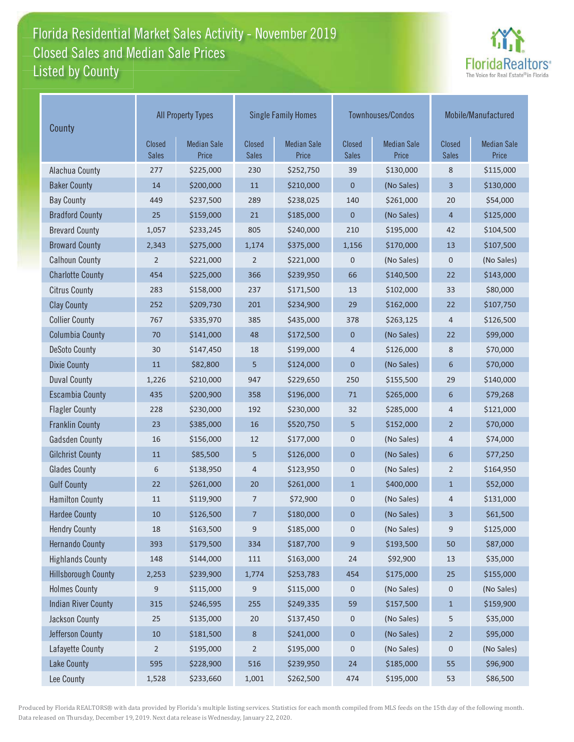# Florida Residential Market Sales Activity - November 2019
## Closed Sales and Median Sale Prices
## Listed by County

FloridaRealtors®
The Voice for Real Estate® in Florida

| County | All Property Types | | Single Family Homes | | Townhouses/Condos | | Mobile/Manufactured | |
|---|---|---|---|---|---|---|---|---|
| | Closed Sales | Median Sale Price | Closed Sales | Median Sale Price | Closed Sales | Median Sale Price | Closed Sales | Median Sale Price |
| Alachua County | 277 | $225,000 | 230 | $252,750 | 39 | $130,000 | 8 | $115,000 |
| Baker County | 14 | $200,000 | 11 | $210,000 | 0 | (No Sales) | 3 | $130,000 |
| Bay County | 449 | $237,500 | 289 | $238,025 | 140 | $261,000 | 20 | $54,000 |
| Bradford County | 25 | $159,000 | 21 | $185,000 | 0 | (No Sales) | 4 | $125,000 |
| Brevard County | 1,057 | $233,245 | 805 | $240,000 | 210 | $195,000 | 42 | $104,500 |
| Broward County | 2,343 | $275,000 | 1,174 | $375,000 | 1,156 | $170,000 | 13 | $107,500 |
| Calhoun County | 2 | $221,000 | 2 | $221,000 | 0 | (No Sales) | 0 | (No Sales) |
| Charlotte County | 454 | $225,000 | 366 | $239,950 | 66 | $140,500 | 22 | $143,000 |
| Citrus County | 283 | $158,000 | 237 | $171,500 | 13 | $102,000 | 33 | $80,000 |
| Clay County | 252 | $209,730 | 201 | $234,900 | 29 | $162,000 | 22 | $107,750 |
| Collier County | 767 | $335,970 | 385 | $435,000 | 378 | $263,125 | 4 | $126,500 |
| Columbia County | 70 | $141,000 | 48 | $172,500 | 0 | (No Sales) | 22 | $99,000 |
| DeSoto County | 30 | $147,450 | 18 | $199,000 | 4 | $126,000 | 8 | $70,000 |
| Dixie County | 11 | $82,800 | 5 | $124,000 | 0 | (No Sales) | 6 | $70,000 |
| Duval County | 1,226 | $210,000 | 947 | $229,650 | 250 | $155,500 | 29 | $140,000 |
| Escambia County | 435 | $200,900 | 358 | $196,000 | 71 | $265,000 | 6 | $79,268 |
| Flagler County | 228 | $230,000 | 192 | $230,000 | 32 | $285,000 | 4 | $121,000 |
| Franklin County | 23 | $385,000 | 16 | $520,750 | 5 | $152,000 | 2 | $70,000 |
| Gadsden County | 16 | $156,000 | 12 | $177,000 | 0 | (No Sales) | 4 | $74,000 |
| Gilchrist County | 11 | $85,500 | 5 | $126,000 | 0 | (No Sales) | 6 | $77,250 |
| Glades County | 6 | $138,950 | 4 | $123,950 | 0 | (No Sales) | 2 | $164,950 |
| Gulf County | 22 | $261,000 | 20 | $261,000 | 1 | $400,000 | 1 | $52,000 |
| Hamilton County | 11 | $119,900 | 7 | $72,900 | 0 | (No Sales) | 4 | $131,000 |
| Hardee County | 10 | $126,500 | 7 | $180,000 | 0 | (No Sales) | 3 | $61,500 |
| Hendry County | 18 | $163,500 | 9 | $185,000 | 0 | (No Sales) | 9 | $125,000 |
| Hernando County | 393 | $179,500 | 334 | $187,700 | 9 | $193,500 | 50 | $87,000 |
| Highlands County | 148 | $144,000 | 111 | $163,000 | 24 | $92,900 | 13 | $35,000 |
| Hillsborough County | 2,253 | $239,900 | 1,774 | $253,783 | 454 | $175,000 | 25 | $155,000 |
| Holmes County | 9 | $115,000 | 9 | $115,000 | 0 | (No Sales) | 0 | (No Sales) |
| Indian River County | 315 | $246,595 | 255 | $249,335 | 59 | $157,500 | 1 | $159,900 |
| Jackson County | 25 | $135,000 | 20 | $137,450 | 0 | (No Sales) | 5 | $35,000 |
| Jefferson County | 10 | $181,500 | 8 | $241,000 | 0 | (No Sales) | 2 | $95,000 |
| Lafayette County | 2 | $195,000 | 2 | $195,000 | 0 | (No Sales) | 0 | (No Sales) |
| Lake County | 595 | $228,900 | 516 | $239,950 | 24 | $185,000 | 55 | $96,900 |
| Lee County | 1,528 | $233,660 | 1,001 | $262,500 | 474 | $195,000 | 53 | $86,500 |

Produced by Florida REALTORS® with data provided by Florida's multiple listing services. Statistics for each month compiled from MLS feeds on the 15th day of the following month. Data released on Thursday, December 19, 2019. Next data release is Wednesday, January 22, 2020.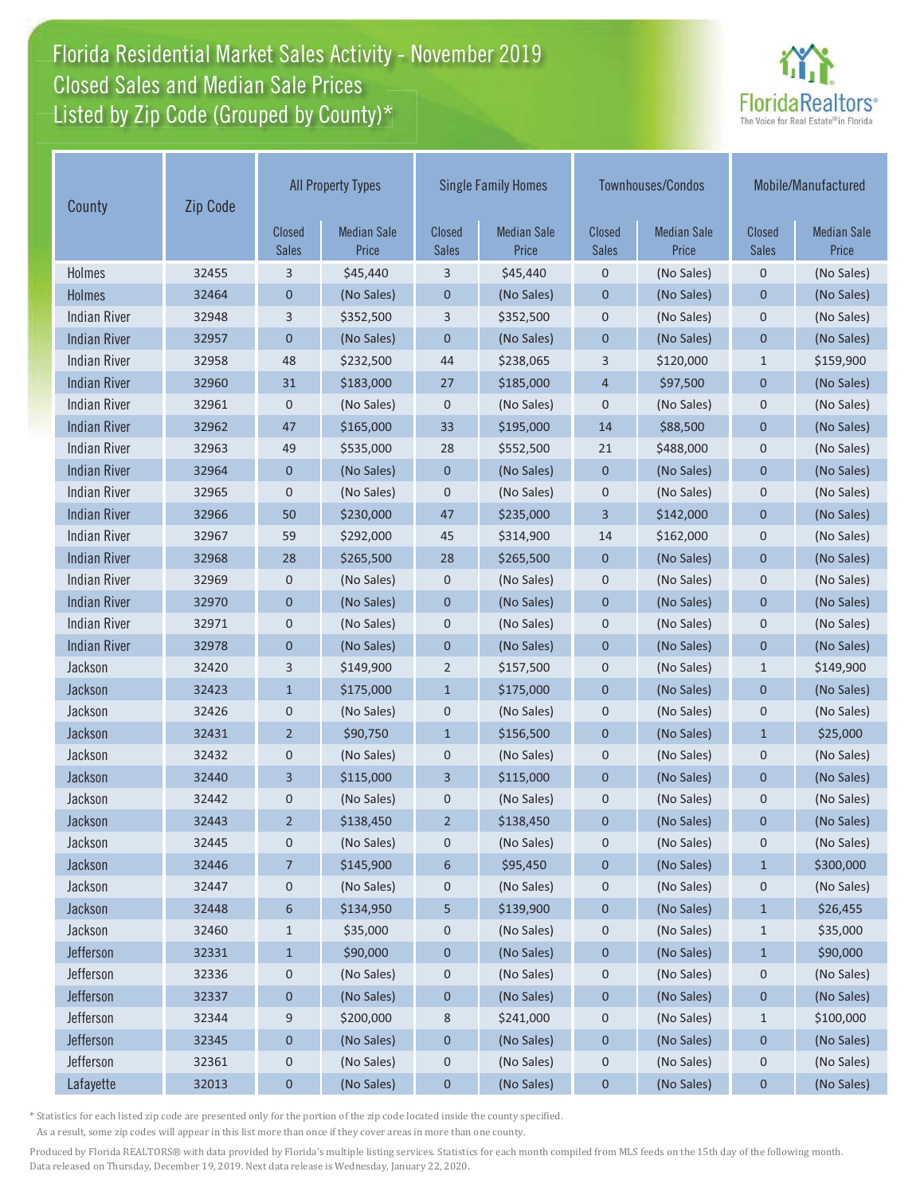# Florida Residential Market Sales Activity - November 2019
## Closed Sales and Median Sale Prices
## Listed by Zip Code (Grouped by County)*

| County | Zip Code | All Property Types | | Single Family Homes | | Townhouses/Condos | | Mobile/Manufactured | |
|---|---|---|---|---|---|---|---|---|---|
| | | Closed Sales | Median Sale Price | Closed Sales | Median Sale Price | Closed Sales | Median Sale Price | Closed Sales | Median Sale Price |
| Holmes | 32455 | 3 | $45,440 | 3 | $45,440 | 0 | (No Sales) | 0 | (No Sales) |
| Holmes | 32464 | 0 | (No Sales) | 0 | (No Sales) | 0 | (No Sales) | 0 | (No Sales) |
| Indian River | 32948 | 3 | $352,500 | 3 | $352,500 | 0 | (No Sales) | 0 | (No Sales) |
| Indian River | 32957 | 0 | (No Sales) | 0 | (No Sales) | 0 | (No Sales) | 0 | (No Sales) |
| Indian River | 32958 | 48 | $232,500 | 44 | $238,065 | 3 | $120,000 | 1 | $159,900 |
| Indian River | 32960 | 31 | $183,000 | 27 | $185,000 | 4 | $97,500 | 0 | (No Sales) |
| Indian River | 32961 | 0 | (No Sales) | 0 | (No Sales) | 0 | (No Sales) | 0 | (No Sales) |
| Indian River | 32962 | 47 | $165,000 | 33 | $195,000 | 14 | $88,500 | 0 | (No Sales) |
| Indian River | 32963 | 49 | $535,000 | 28 | $552,500 | 21 | $488,000 | 0 | (No Sales) |
| Indian River | 32964 | 0 | (No Sales) | 0 | (No Sales) | 0 | (No Sales) | 0 | (No Sales) |
| Indian River | 32965 | 0 | (No Sales) | 0 | (No Sales) | 0 | (No Sales) | 0 | (No Sales) |
| Indian River | 32966 | 50 | $230,000 | 47 | $235,000 | 3 | $142,000 | 0 | (No Sales) |
| Indian River | 32967 | 59 | $292,000 | 45 | $314,900 | 14 | $162,000 | 0 | (No Sales) |
| Indian River | 32968 | 28 | $265,500 | 28 | $265,500 | 0 | (No Sales) | 0 | (No Sales) |
| Indian River | 32969 | 0 | (No Sales) | 0 | (No Sales) | 0 | (No Sales) | 0 | (No Sales) |
| Indian River | 32970 | 0 | (No Sales) | 0 | (No Sales) | 0 | (No Sales) | 0 | (No Sales) |
| Indian River | 32971 | 0 | (No Sales) | 0 | (No Sales) | 0 | (No Sales) | 0 | (No Sales) |
| Indian River | 32978 | 0 | (No Sales) | 0 | (No Sales) | 0 | (No Sales) | 0 | (No Sales) |
| Jackson | 32420 | 3 | $149,900 | 2 | $157,500 | 0 | (No Sales) | 1 | $149,900 |
| Jackson | 32423 | 1 | $175,000 | 1 | $175,000 | 0 | (No Sales) | 0 | (No Sales) |
| Jackson | 32426 | 0 | (No Sales) | 0 | (No Sales) | 0 | (No Sales) | 0 | (No Sales) |
| Jackson | 32431 | 2 | $90,750 | 1 | $156,500 | 0 | (No Sales) | 1 | $25,000 |
| Jackson | 32432 | 0 | (No Sales) | 0 | (No Sales) | 0 | (No Sales) | 0 | (No Sales) |
| Jackson | 32440 | 3 | $115,000 | 3 | $115,000 | 0 | (No Sales) | 0 | (No Sales) |
| Jackson | 32442 | 0 | (No Sales) | 0 | (No Sales) | 0 | (No Sales) | 0 | (No Sales) |
| Jackson | 32443 | 2 | $138,450 | 2 | $138,450 | 0 | (No Sales) | 0 | (No Sales) |
| Jackson | 32445 | 0 | (No Sales) | 0 | (No Sales) | 0 | (No Sales) | 0 | (No Sales) |
| Jackson | 32446 | 7 | $145,900 | 6 | $95,450 | 0 | (No Sales) | 1 | $300,000 |
| Jackson | 32447 | 0 | (No Sales) | 0 | (No Sales) | 0 | (No Sales) | 0 | (No Sales) |
| Jackson | 32448 | 6 | $134,950 | 5 | $139,900 | 0 | (No Sales) | 1 | $26,455 |
| Jackson | 32460 | 1 | $35,000 | 0 | (No Sales) | 0 | (No Sales) | 1 | $35,000 |
| Jefferson | 32331 | 1 | $90,000 | 0 | (No Sales) | 0 | (No Sales) | 1 | $90,000 |
| Jefferson | 32336 | 0 | (No Sales) | 0 | (No Sales) | 0 | (No Sales) | 0 | (No Sales) |
| Jefferson | 32337 | 0 | (No Sales) | 0 | (No Sales) | 0 | (No Sales) | 0 | (No Sales) |
| Jefferson | 32344 | 9 | $200,000 | 8 | $241,000 | 0 | (No Sales) | 1 | $100,000 |
| Jefferson | 32345 | 0 | (No Sales) | 0 | (No Sales) | 0 | (No Sales) | 0 | (No Sales) |
| Jefferson | 32361 | 0 | (No Sales) | 0 | (No Sales) | 0 | (No Sales) | 0 | (No Sales) |
| Lafayette | 32013 | 0 | (No Sales) | 0 | (No Sales) | 0 | (No Sales) | 0 | (No Sales) |

\* Statistics for each listed zip code are presented only for the portion of the zip code located inside the county specified. As a result, some zip codes will appear in this list more than once if they cover areas in more than one county.

Produced by Florida REALTORS® with data provided by Florida's multiple listing services. Statistics for each month compiled from MLS feeds on the 15th day of the following month. Data released on Thursday, December 19, 2019. Next data release is Wednesday, January 22, 2020.